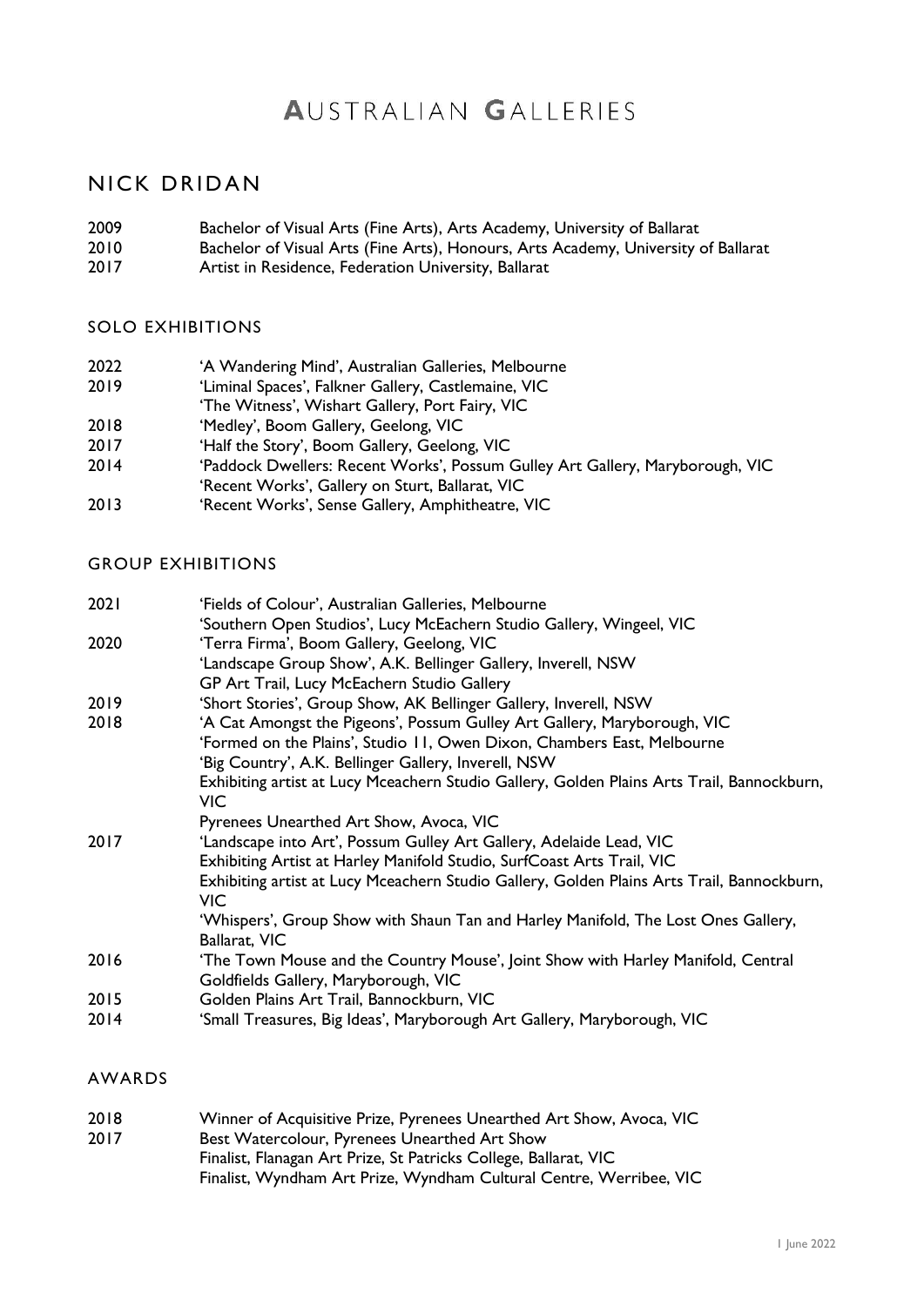# AUSTRALIAN GALLERIES

## NICK DRIDAN

2009 Bachelor of Visual Arts (Fine Arts), Arts Academy, University of Ballarat
2010 Bachelor of Visual Arts (Fine Arts), Honours, Arts Academy, University of Ballarat
2017 Artist in Residence, Federation University, Ballarat

### SOLO EXHIBITIONS

2022 'A Wandering Mind', Australian Galleries, Melbourne
2019 'Liminal Spaces', Falkner Gallery, Castlemaine, VIC
'The Witness', Wishart Gallery, Port Fairy, VIC
2018 'Medley', Boom Gallery, Geelong, VIC
2017 'Half the Story', Boom Gallery, Geelong, VIC
2014 'Paddock Dwellers: Recent Works', Possum Gulley Art Gallery, Maryborough, VIC
'Recent Works', Gallery on Sturt, Ballarat, VIC
2013 'Recent Works', Sense Gallery, Amphitheatre, VIC

### GROUP EXHIBITIONS

2021 'Fields of Colour', Australian Galleries, Melbourne
'Southern Open Studios', Lucy McEachern Studio Gallery, Wingeel, VIC
2020 'Terra Firma', Boom Gallery, Geelong, VIC
'Landscape Group Show', A.K. Bellinger Gallery, Inverell, NSW
GP Art Trail, Lucy McEachern Studio Gallery
2019 'Short Stories', Group Show, AK Bellinger Gallery, Inverell, NSW
2018 'A Cat Amongst the Pigeons', Possum Gulley Art Gallery, Maryborough, VIC
'Formed on the Plains', Studio 11, Owen Dixon, Chambers East, Melbourne
'Big Country', A.K. Bellinger Gallery, Inverell, NSW
Exhibiting artist at Lucy Mceachern Studio Gallery, Golden Plains Arts Trail, Bannockburn, VIC
Pyrenees Unearthed Art Show, Avoca, VIC
2017 'Landscape into Art', Possum Gulley Art Gallery, Adelaide Lead, VIC
Exhibiting Artist at Harley Manifold Studio, SurfCoast Arts Trail, VIC
Exhibiting artist at Lucy Mceachern Studio Gallery, Golden Plains Arts Trail, Bannockburn, VIC
'Whispers', Group Show with Shaun Tan and Harley Manifold, The Lost Ones Gallery, Ballarat, VIC
2016 'The Town Mouse and the Country Mouse', Joint Show with Harley Manifold, Central Goldfields Gallery, Maryborough, VIC
2015 Golden Plains Art Trail, Bannockburn, VIC
2014 'Small Treasures, Big Ideas', Maryborough Art Gallery, Maryborough, VIC

### AWARDS

2018 Winner of Acquisitive Prize, Pyrenees Unearthed Art Show, Avoca, VIC
2017 Best Watercolour, Pyrenees Unearthed Art Show
Finalist, Flanagan Art Prize, St Patricks College, Ballarat, VIC
Finalist, Wyndham Art Prize, Wyndham Cultural Centre, Werribee, VIC

1 June 2022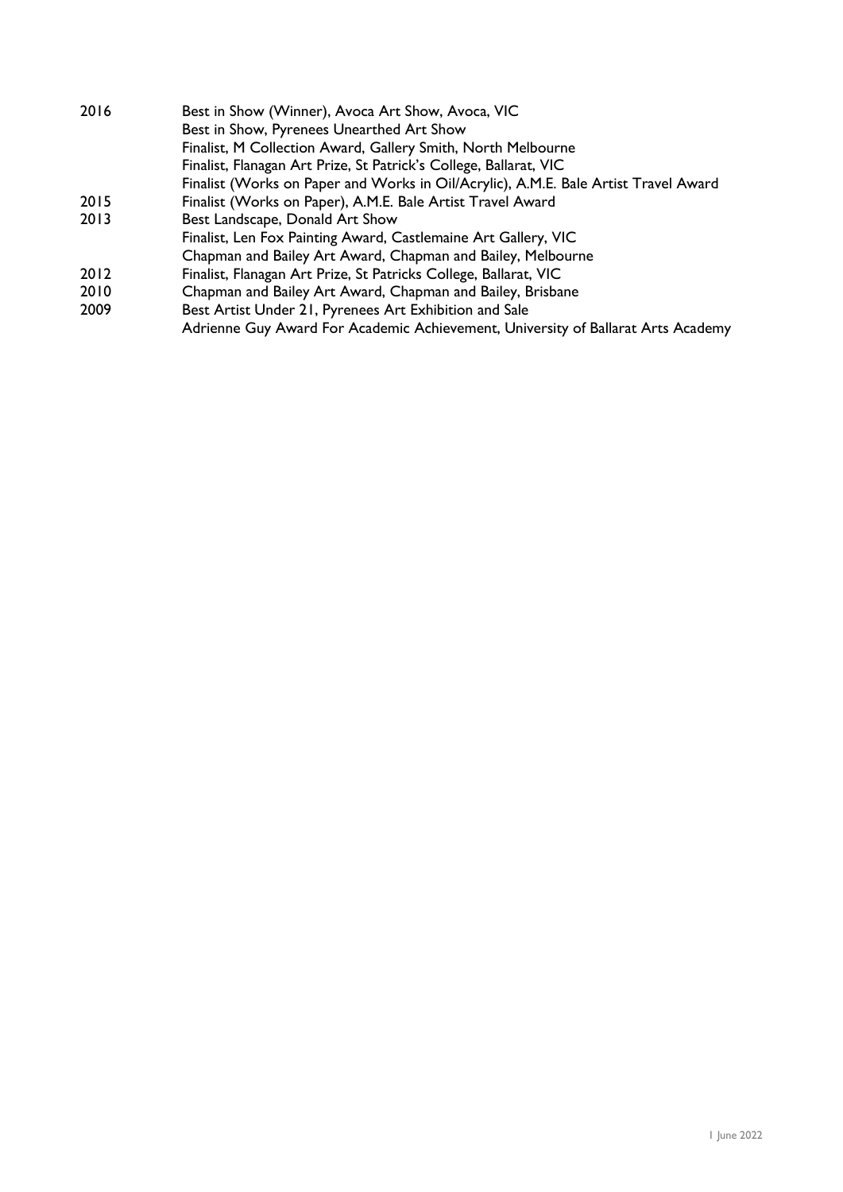| | |
|---|---|
| 2016 | Best in Show (Winner), Avoca Art Show, Avoca, VIC |
| | Best in Show, Pyrenees Unearthed Art Show |
| | Finalist, M Collection Award, Gallery Smith, North Melbourne |
| | Finalist, Flanagan Art Prize, St Patrick's College, Ballarat, VIC |
| | Finalist (Works on Paper and Works in Oil/Acrylic), A.M.E. Bale Artist Travel Award |
| 2015 | Finalist (Works on Paper), A.M.E. Bale Artist Travel Award |
| 2013 | Best Landscape, Donald Art Show |
| | Finalist, Len Fox Painting Award, Castlemaine Art Gallery, VIC |
| | Chapman and Bailey Art Award, Chapman and Bailey, Melbourne |
| 2012 | Finalist, Flanagan Art Prize, St Patricks College, Ballarat, VIC |
| 2010 | Chapman and Bailey Art Award, Chapman and Bailey, Brisbane |
| 2009 | Best Artist Under 21, Pyrenees Art Exhibition and Sale |
| | Adrienne Guy Award For Academic Achievement, University of Ballarat Arts Academy |

1 June 2022